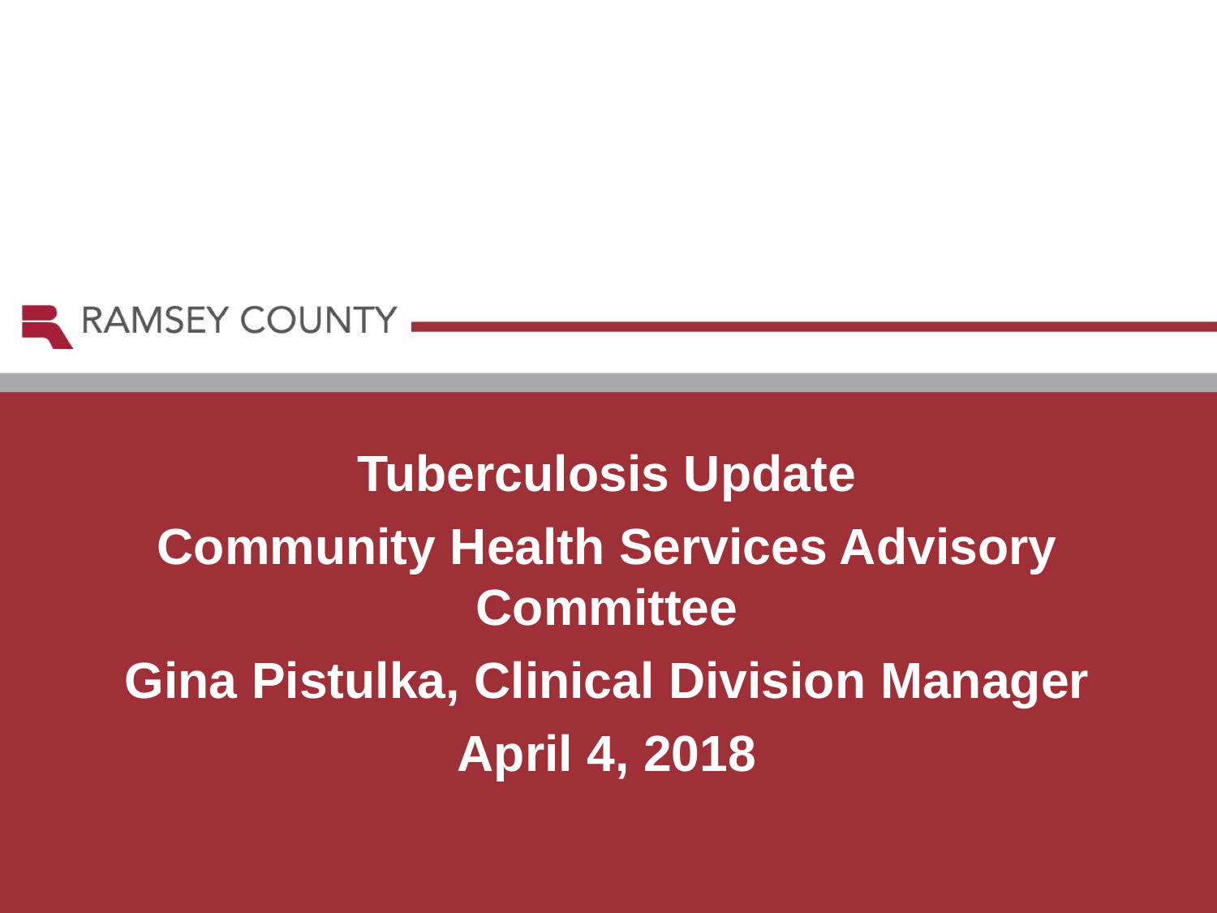RAMSEY COUNTY

# Tuberculosis Update

## Community Health Services Advisory Committee

**Gina Pistulka, Clinical Division Manager**

**April 4, 2018**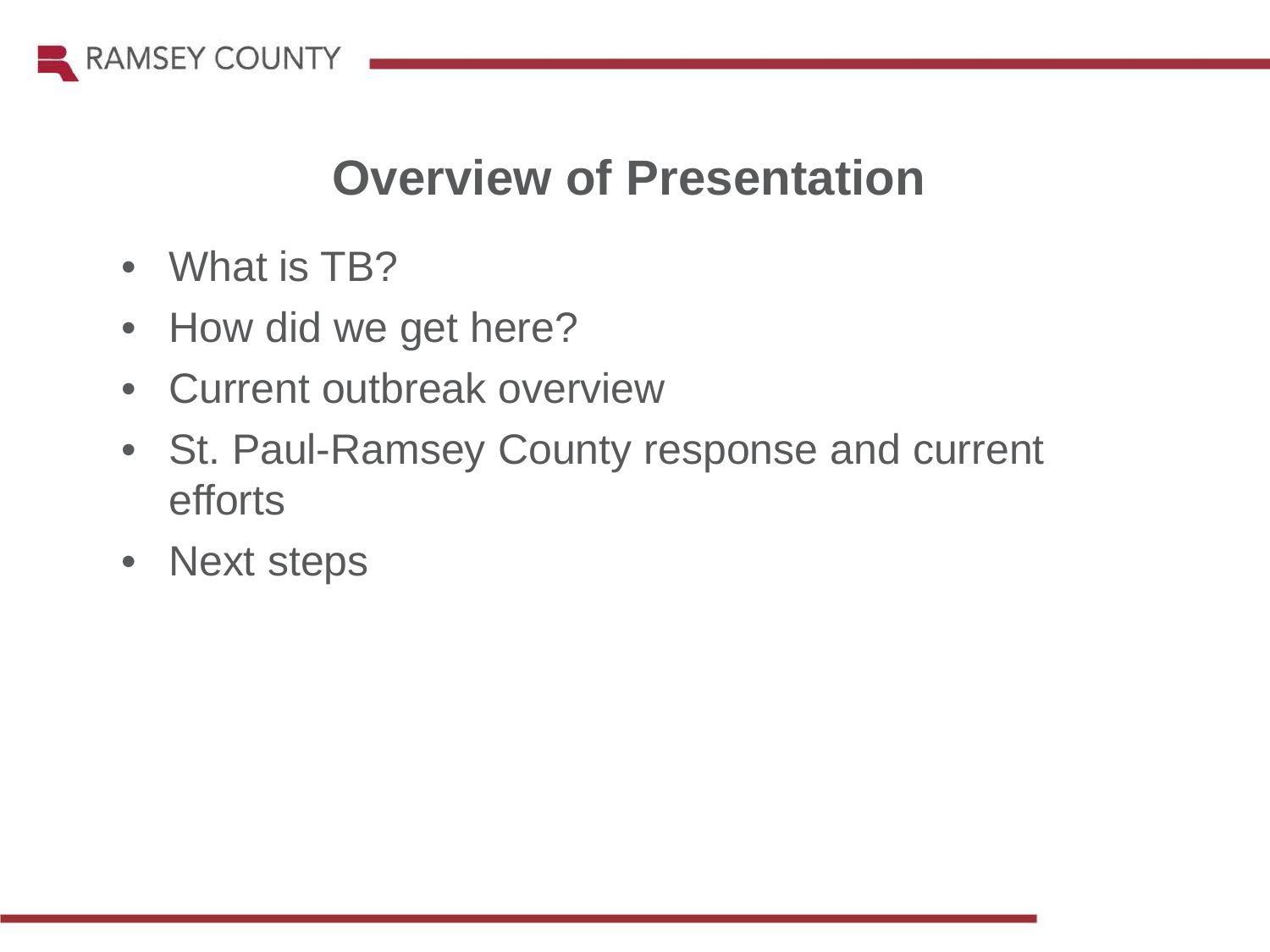# Overview of Presentation

- What is TB?
- How did we get here?
- Current outbreak overview
- St. Paul-Ramsey County response and current efforts
- Next steps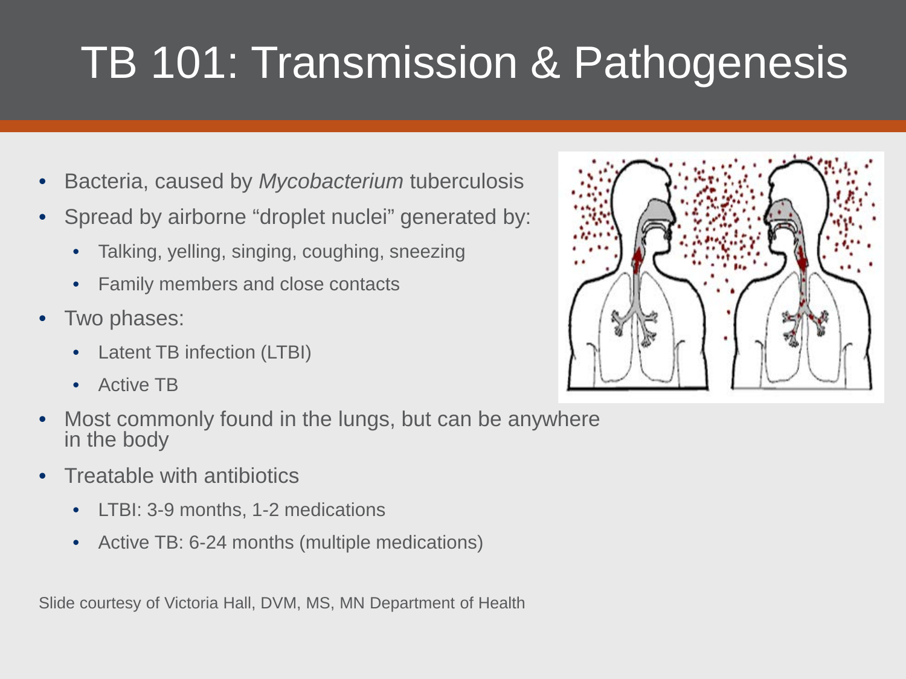# TB 101: Transmission & Pathogenesis

- Bacteria, caused by *Mycobacterium* tuberculosis
- Spread by airborne "droplet nuclei" generated by:
  - Talking, yelling, singing, coughing, sneezing
  - Family members and close contacts
- Two phases:
  - Latent TB infection (LTBI)
  - Active TB
- Most commonly found in the lungs, but can be anywhere in the body
- Treatable with antibiotics
  - LTBI: 3-9 months, 1-2 medications
  - Active TB: 6-24 months (multiple medications)

Slide courtesy of Victoria Hall, DVM, MS, MN Department of Health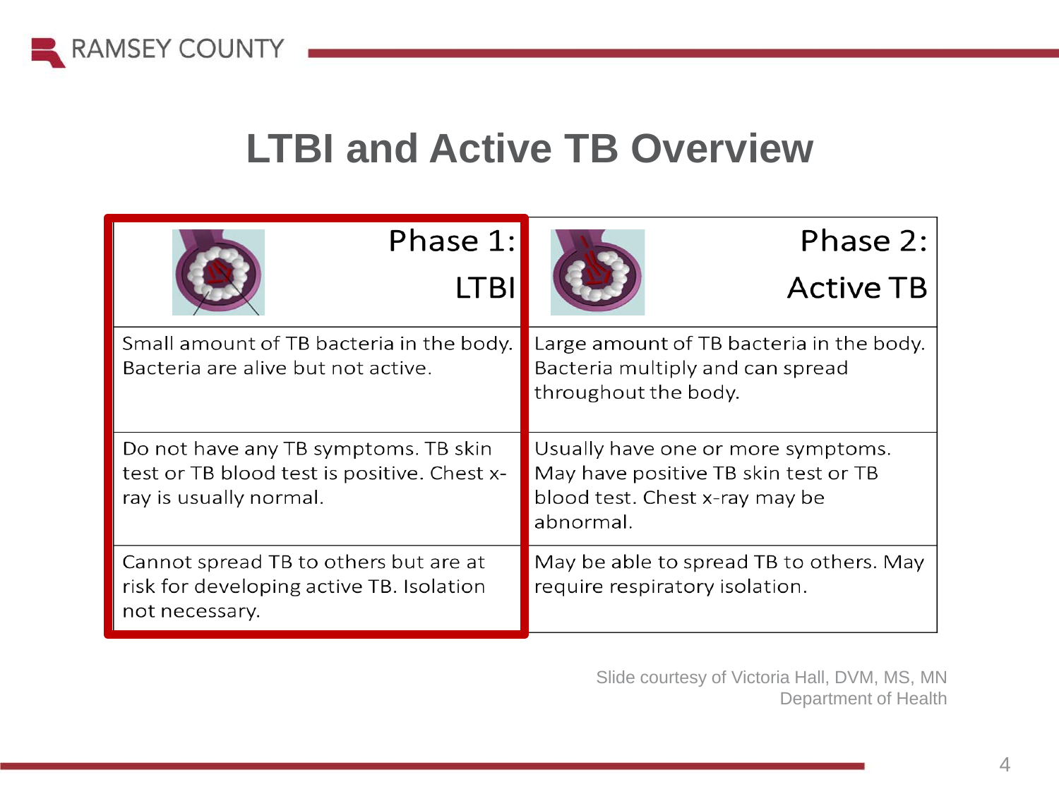# LTBI and Active TB Overview

| Phase 1: LTBI | Phase 2: Active TB |
| --- | --- |
| Small amount of TB bacteria in the body. Bacteria are alive but not active. | Large amount of TB bacteria in the body. Bacteria multiply and can spread throughout the body. |
| Do not have any TB symptoms. TB skin test or TB blood test is positive. Chest x-ray is usually normal. | Usually have one or more symptoms. May have positive TB skin test or TB blood test. Chest x-ray may be abnormal. |
| Cannot spread TB to others but are at risk for developing active TB. Isolation not necessary. | May be able to spread TB to others. May require respiratory isolation. |

Slide courtesy of Victoria Hall, DVM, MS, MN
Department of Health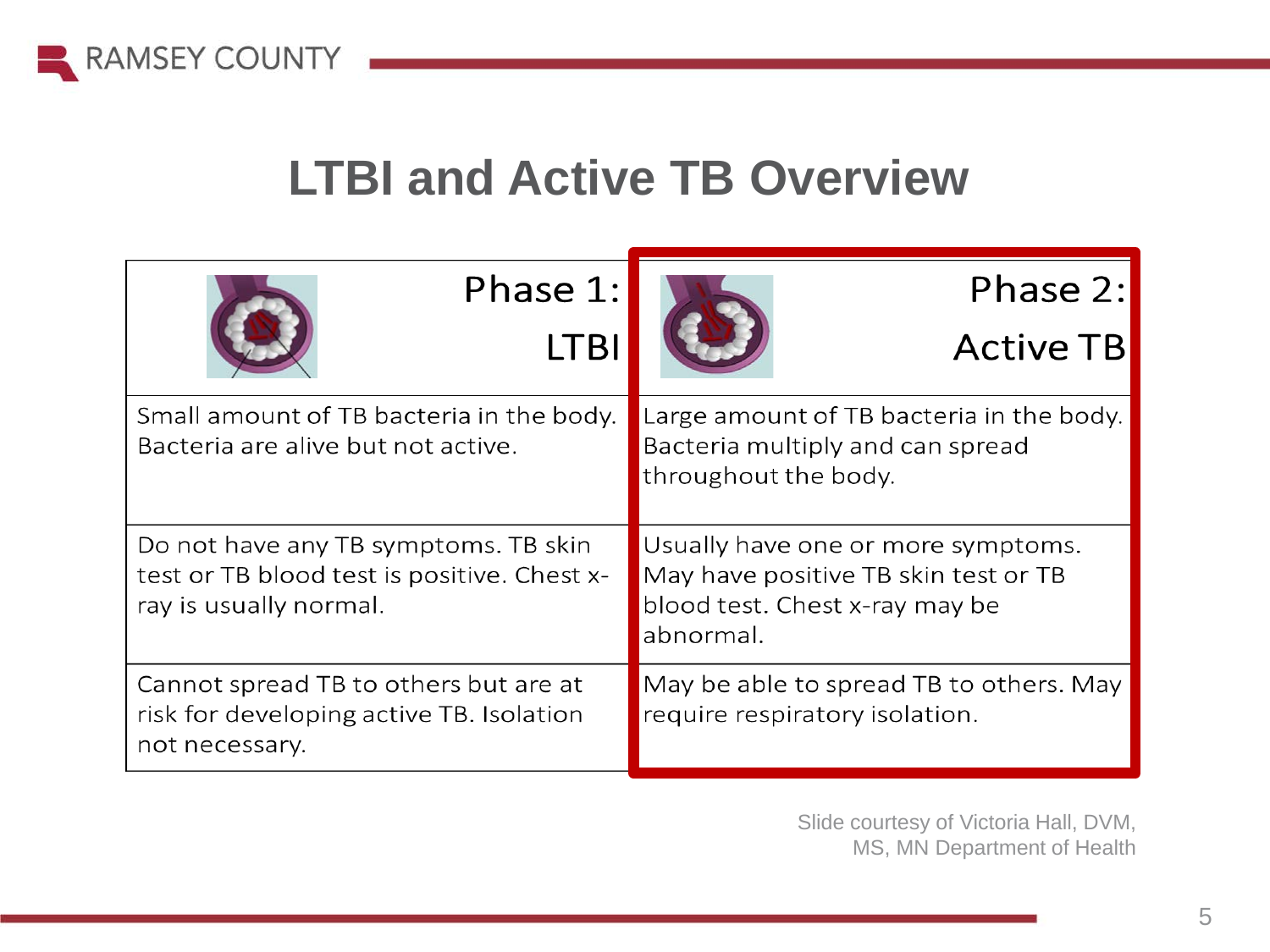# LTBI and Active TB Overview

| Phase 1: LTBI | Phase 2: Active TB |
|---|---|
| Small amount of TB bacteria in the body. Bacteria are alive but not active. | Large amount of TB bacteria in the body. Bacteria multiply and can spread throughout the body. |
| Do not have any TB symptoms. TB skin test or TB blood test is positive. Chest x-ray is usually normal. | Usually have one or more symptoms. May have positive TB skin test or TB blood test. Chest x-ray may be abnormal. |
| Cannot spread TB to others but are at risk for developing active TB. Isolation not necessary. | May be able to spread TB to others. May require respiratory isolation. |

Slide courtesy of Victoria Hall, DVM, MS, MN Department of Health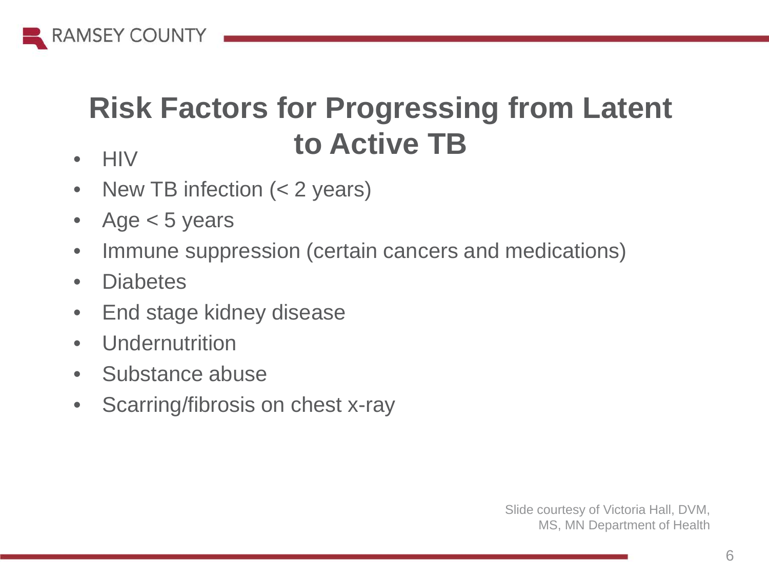# Risk Factors for Progressing from Latent to Active TB

- HIV
- New TB infection (< 2 years)
- Age < 5 years
- Immune suppression (certain cancers and medications)
- Diabetes
- End stage kidney disease
- Undernutrition
- Substance abuse
- Scarring/fibrosis on chest x-ray

Slide courtesy of Victoria Hall, DVM, MS, MN Department of Health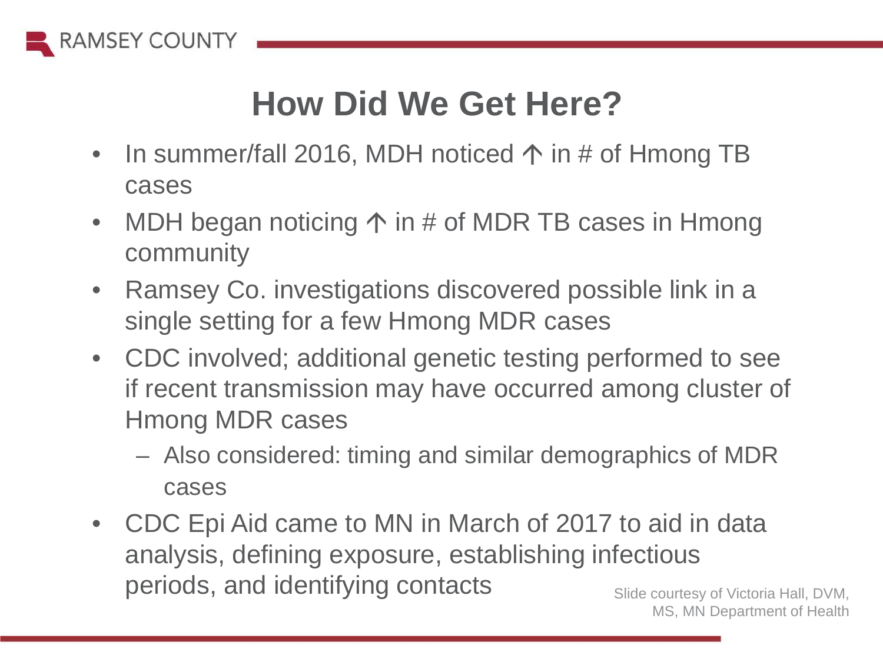# How Did We Get Here?

- In summer/fall 2016, MDH noticed ↑ in # of Hmong TB cases
- MDH began noticing ↑ in # of MDR TB cases in Hmong community
- Ramsey Co. investigations discovered possible link in a single setting for a few Hmong MDR cases
- CDC involved; additional genetic testing performed to see if recent transmission may have occurred among cluster of Hmong MDR cases
  - Also considered: timing and similar demographics of MDR cases
- CDC Epi Aid came to MN in March of 2017 to aid in data analysis, defining exposure, establishing infectious periods, and identifying contacts

Slide courtesy of Victoria Hall, DVM, MS, MN Department of Health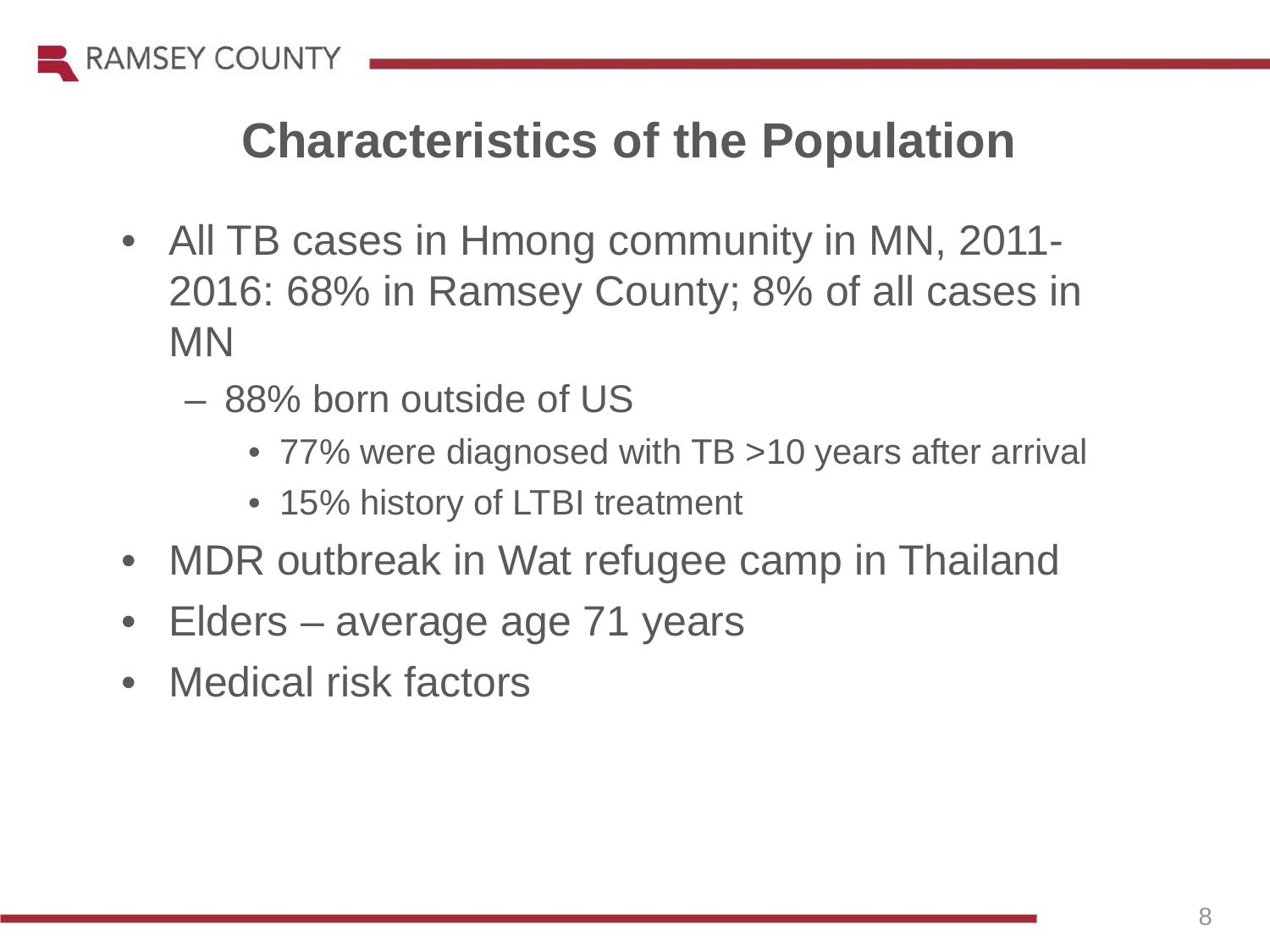# Characteristics of the Population

- All TB cases in Hmong community in MN, 2011-2016: 68% in Ramsey County; 8% of all cases in MN
  - 88% born outside of US
    - 77% were diagnosed with TB >10 years after arrival
    - 15% history of LTBI treatment
- MDR outbreak in Wat refugee camp in Thailand
- Elders – average age 71 years
- Medical risk factors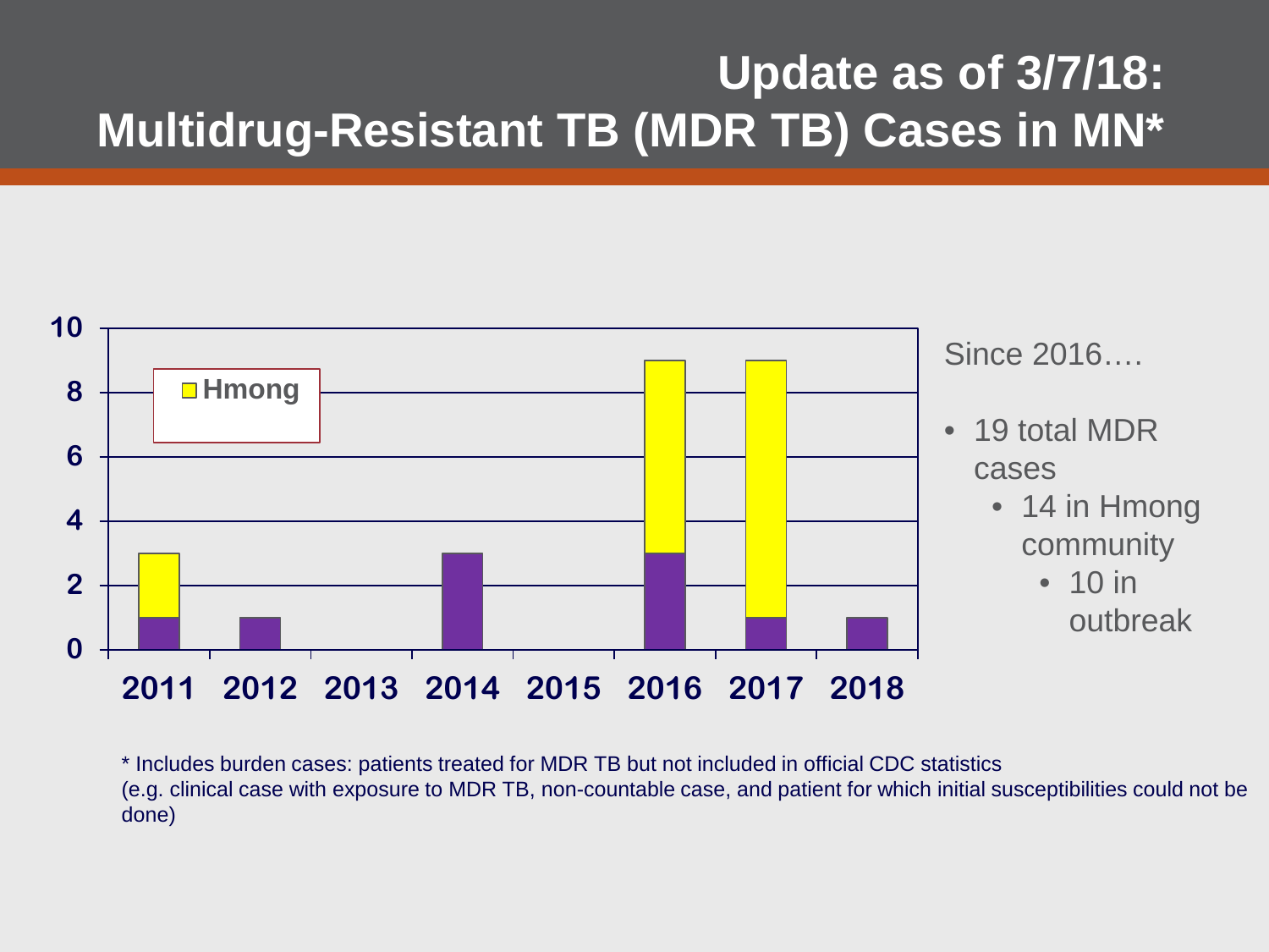# Update as of 3/7/18: Multidrug-Resistant TB (MDR TB) Cases in MN*

| Year | Non-Hmong | Hmong | Total |
|---|---|---|---|
| 2011 | 1 | 2 | 3 |
| 2012 | 1 | 0 | 1 |
| 2013 | 0 | 0 | 0 |
| 2014 | 3 | 0 | 3 |
| 2015 | 0 | 0 | 0 |
| 2016 | 3 | 6 | 9 |
| 2017 | 1 | 8 | 9 |
| 2018 | 1 | 0 | 1 |

Since 2016….

- 19 total MDR cases
  - 14 in Hmong community
    - 10 in outbreak

\* Includes burden cases: patients treated for MDR TB but not included in official CDC statistics (e.g. clinical case with exposure to MDR TB, non-countable case, and patient for which initial susceptibilities could not be done)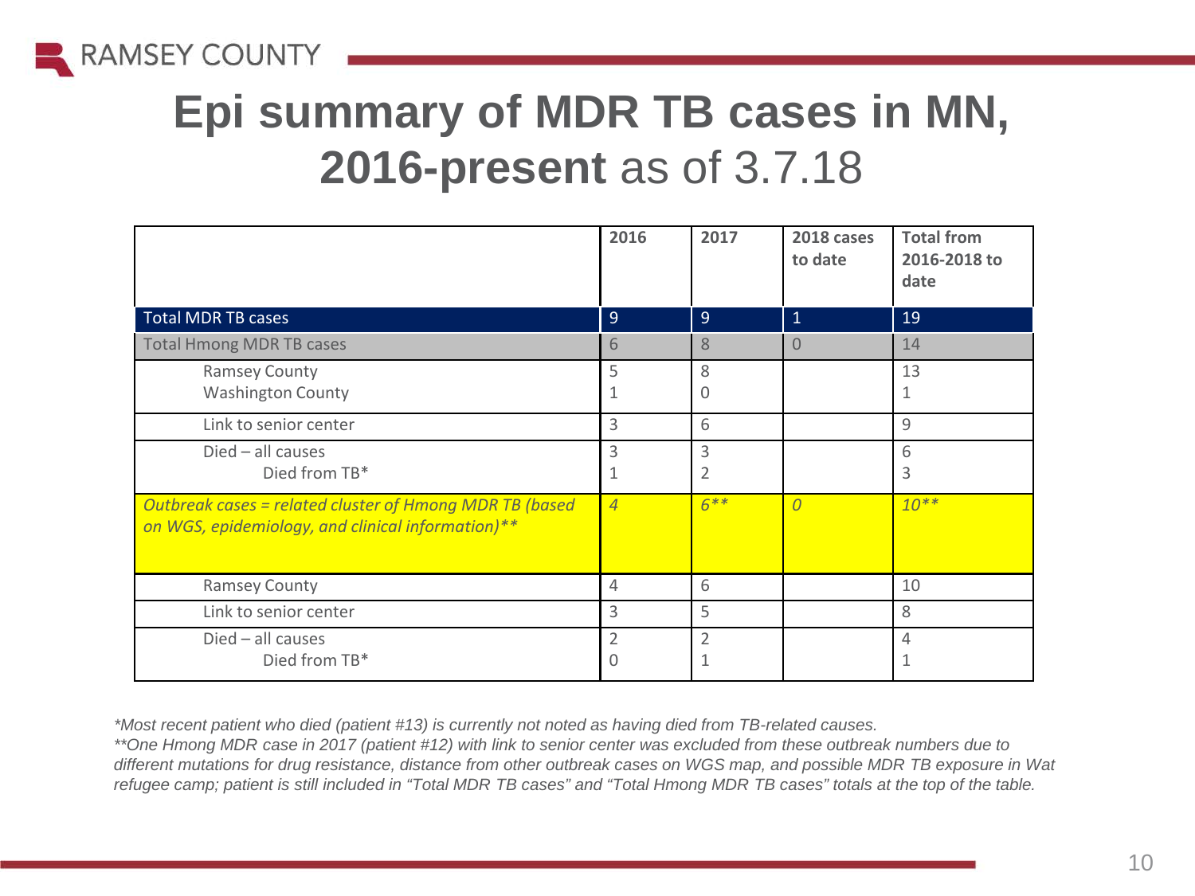# Epi summary of MDR TB cases in MN, 2016-present as of 3.7.18

| | 2016 | 2017 | 2018 cases to date | Total from 2016-2018 to date |
|---|---|---|---|---|
| Total MDR TB cases | 9 | 9 | 1 | 19 |
| Total Hmong MDR TB cases | 6 | 8 | 0 | 14 |
| Ramsey County | 5 | 8 | | 13 |
| Washington County | 1 | 0 | | 1 |
| Link to senior center | 3 | 6 | | 9 |
| Died – all causes | 3 | 3 | | 6 |
| Died from TB* | 1 | 2 | | 3 |
| *Outbreak cases = related cluster of Hmong MDR TB (based on WGS, epidemiology, and clinical information)*** | *4* | *6*** | *0* | *10*** |
| Ramsey County | 4 | 6 | | 10 |
| Link to senior center | 3 | 5 | | 8 |
| Died – all causes | 2 | 2 | | 4 |
| Died from TB* | 0 | 1 | | 1 |

*\*Most recent patient who died (patient #13) is currently not noted as having died from TB-related causes.*
*\*\*One Hmong MDR case in 2017 (patient #12) with link to senior center was excluded from these outbreak numbers due to different mutations for drug resistance, distance from other outbreak cases on WGS map, and possible MDR TB exposure in Wat refugee camp; patient is still included in "Total MDR TB cases" and "Total Hmong MDR TB cases" totals at the top of the table.*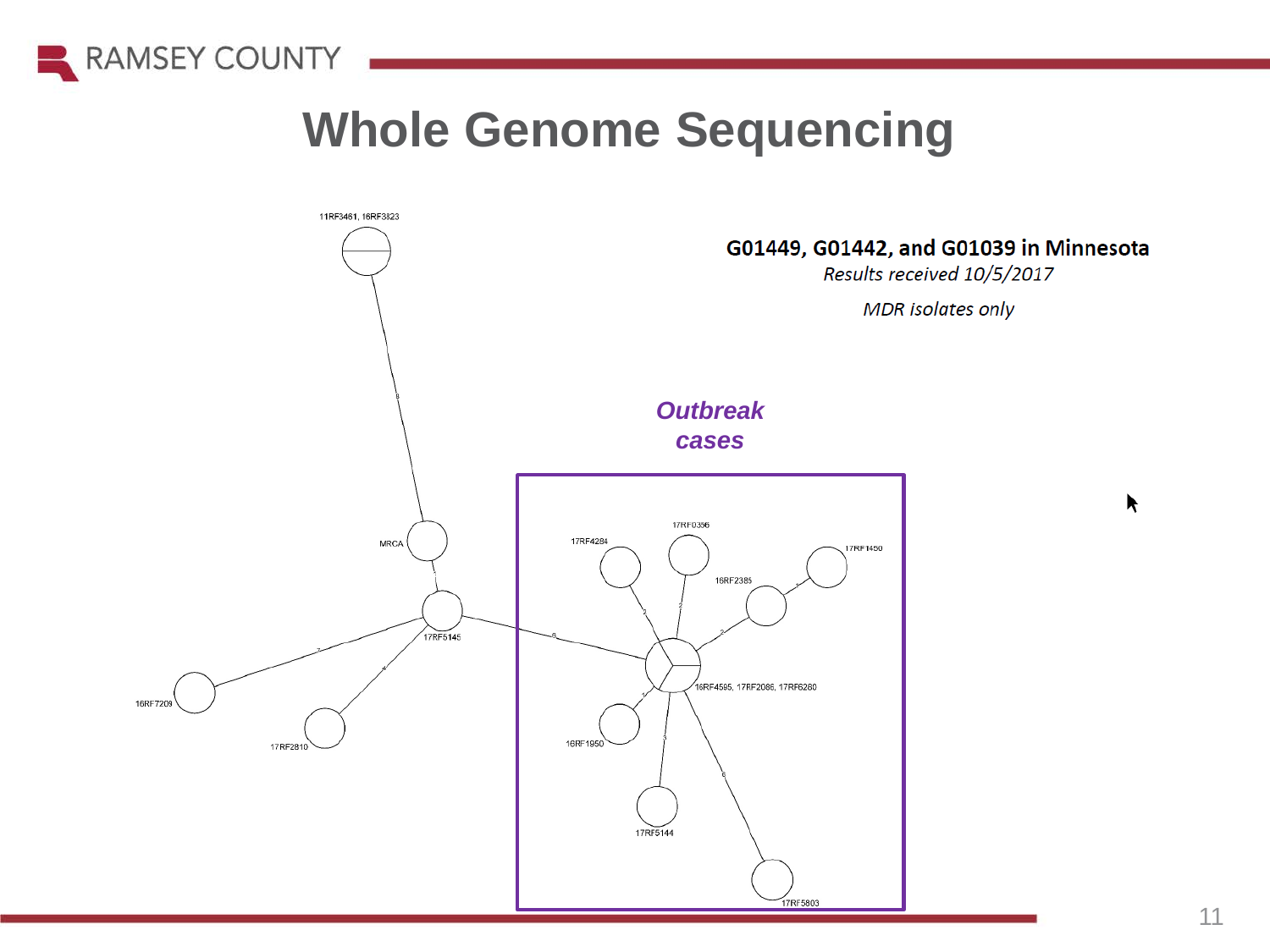# Whole Genome Sequencing

**G01449, G01442, and G01039 in Minnesota**

*Results received 10/5/2017*

*MDR isolates only*

***Outbreak cases***

11RF3461, 16RF3823

MRCA

17RF5145

16RF7209

17RF2810

17RF4284

17RF0356

17RF1450

16RF2385

16RF4595, 17RF2086, 17RF6260

16RF1950

17RF5144

17RF5803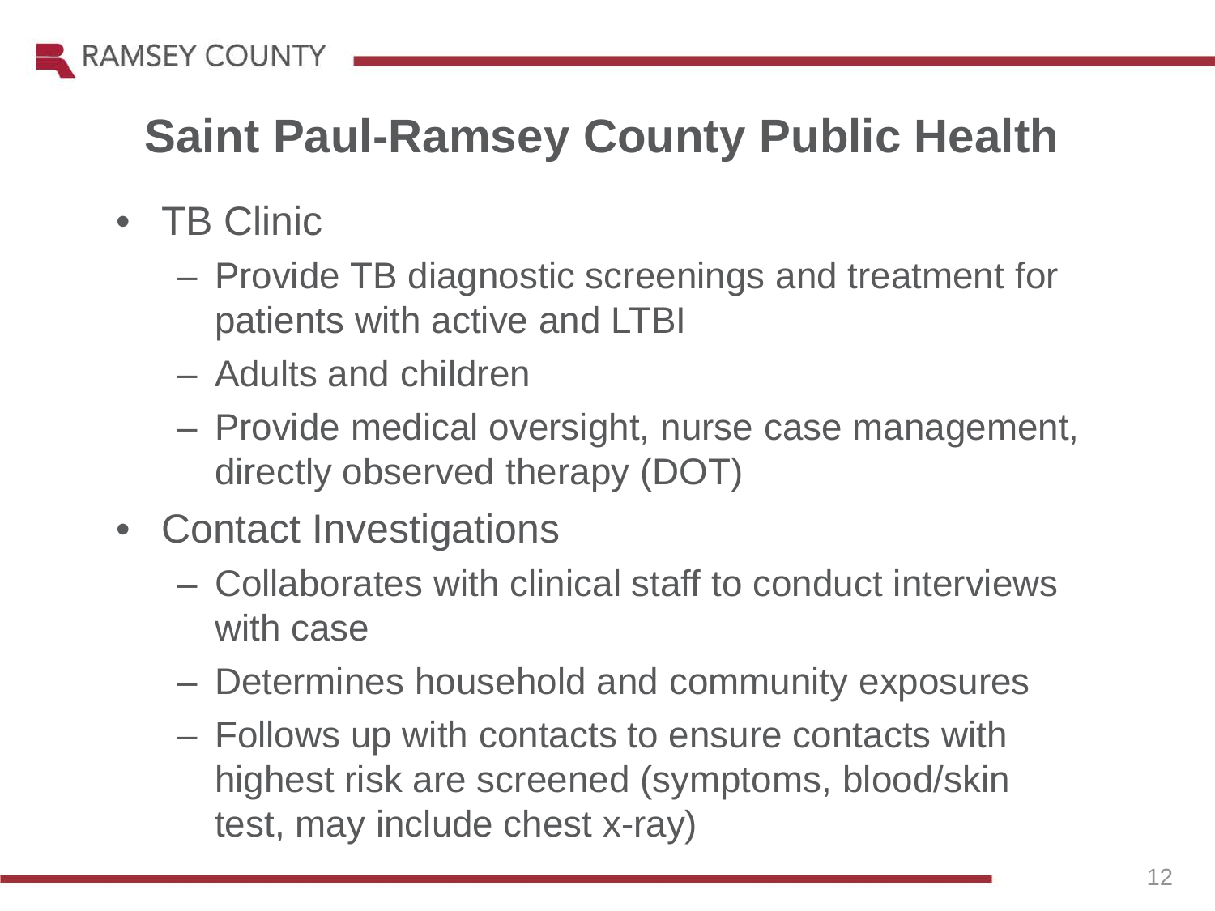# Saint Paul-Ramsey County Public Health

- TB Clinic
  - Provide TB diagnostic screenings and treatment for patients with active and LTBI
  - Adults and children
  - Provide medical oversight, nurse case management, directly observed therapy (DOT)
- Contact Investigations
  - Collaborates with clinical staff to conduct interviews with case
  - Determines household and community exposures
  - Follows up with contacts to ensure contacts with highest risk are screened (symptoms, blood/skin test, may include chest x-ray)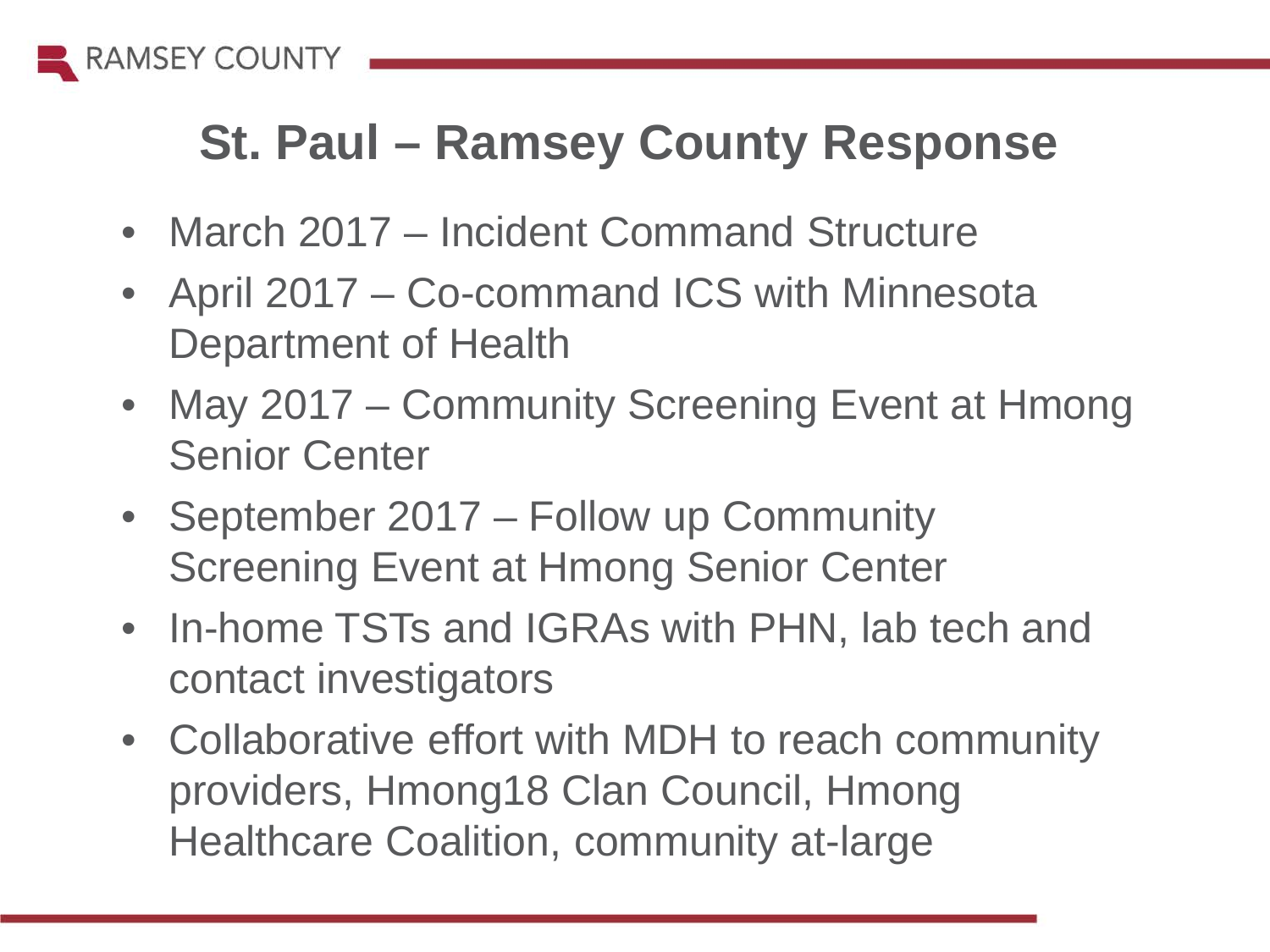# St. Paul – Ramsey County Response

- March 2017 – Incident Command Structure
- April 2017 – Co-command ICS with Minnesota Department of Health
- May 2017 – Community Screening Event at Hmong Senior Center
- September 2017 – Follow up Community Screening Event at Hmong Senior Center
- In-home TSTs and IGRAs with PHN, lab tech and contact investigators
- Collaborative effort with MDH to reach community providers, Hmong18 Clan Council, Hmong Healthcare Coalition, community at-large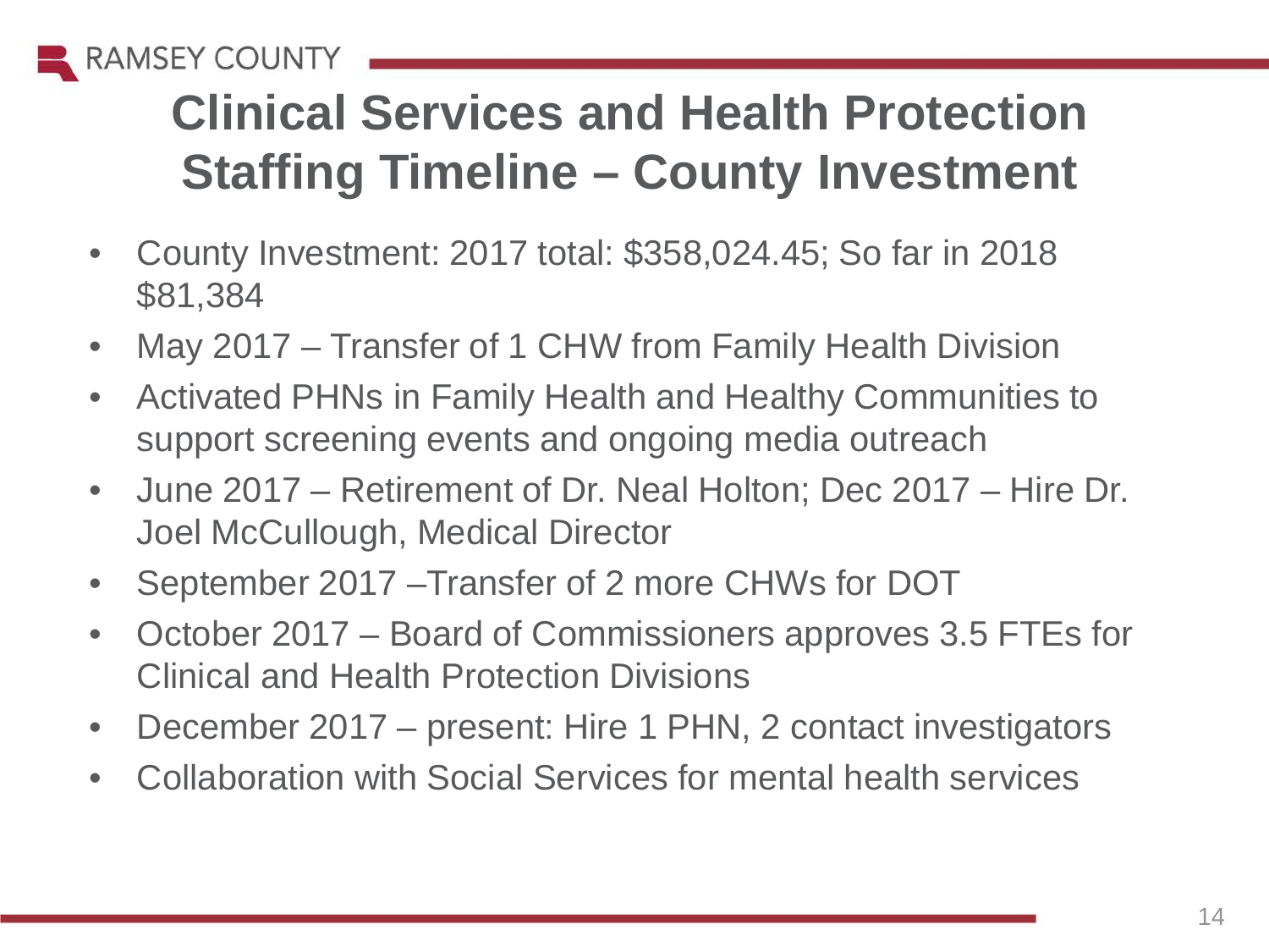# Clinical Services and Health Protection Staffing Timeline – County Investment

- County Investment: 2017 total: $358,024.45; So far in 2018 $81,384
- May 2017 – Transfer of 1 CHW from Family Health Division
- Activated PHNs in Family Health and Healthy Communities to support screening events and ongoing media outreach
- June 2017 – Retirement of Dr. Neal Holton; Dec 2017 – Hire Dr. Joel McCullough, Medical Director
- September 2017 –Transfer of 2 more CHWs for DOT
- October 2017 – Board of Commissioners approves 3.5 FTEs for Clinical and Health Protection Divisions
- December 2017 – present: Hire 1 PHN, 2 contact investigators
- Collaboration with Social Services for mental health services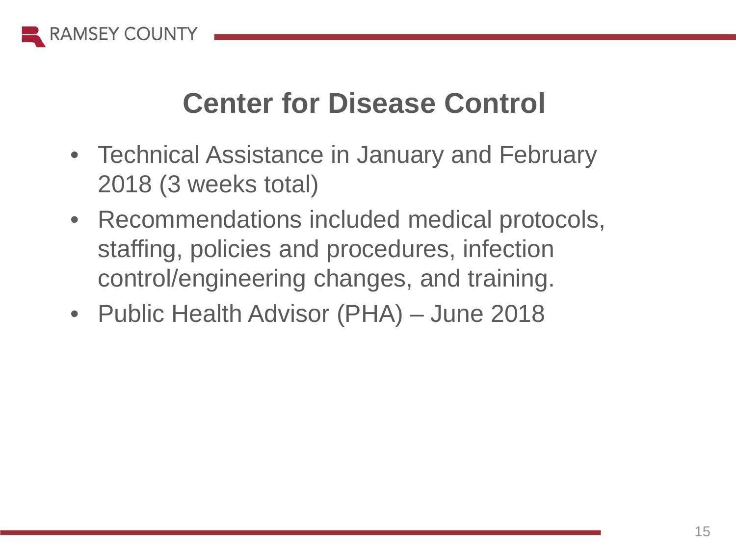# Center for Disease Control

- Technical Assistance in January and February 2018 (3 weeks total)
- Recommendations included medical protocols, staffing, policies and procedures, infection control/engineering changes, and training.
- Public Health Advisor (PHA) – June 2018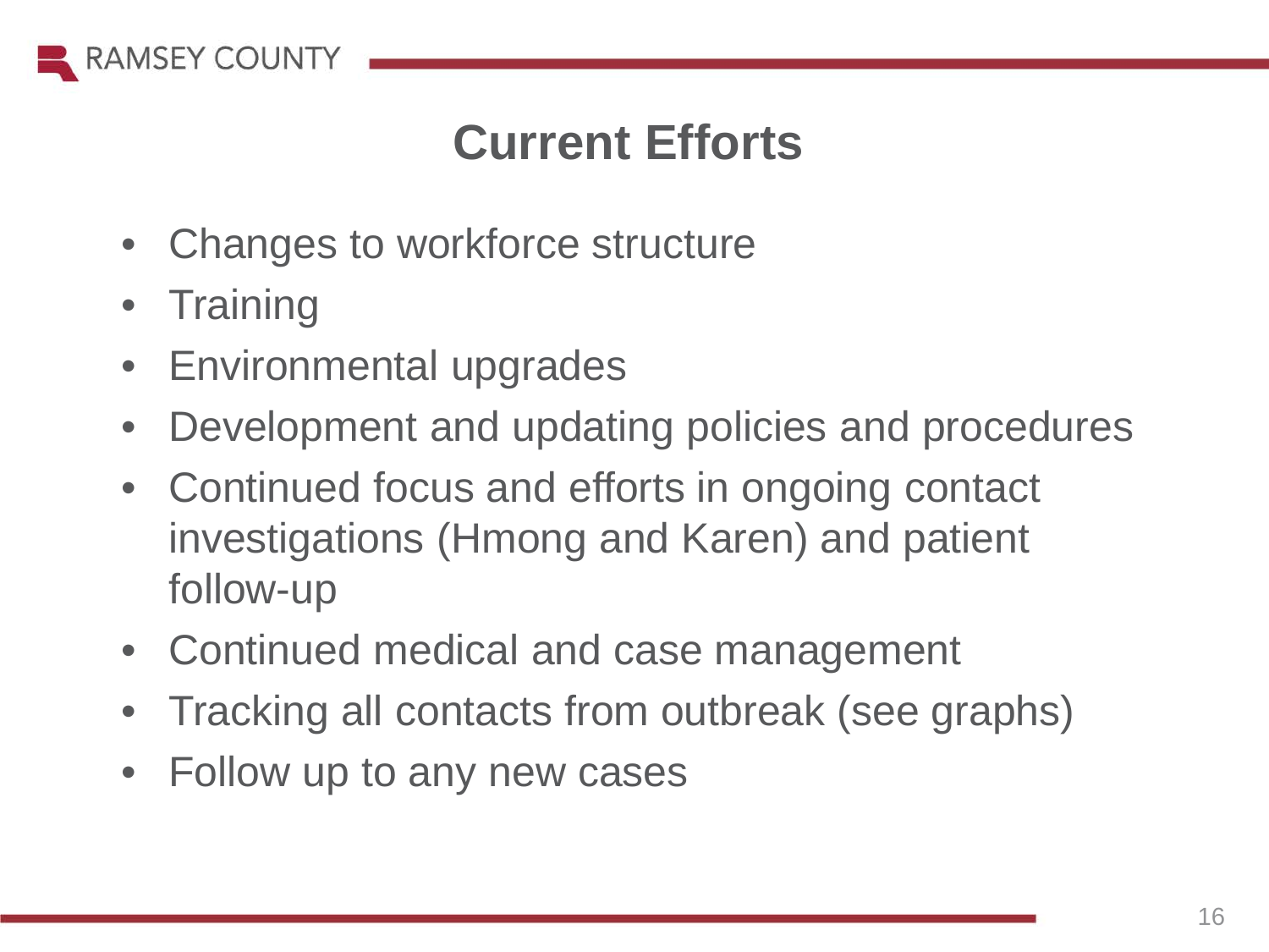# Current Efforts

- Changes to workforce structure
- Training
- Environmental upgrades
- Development and updating policies and procedures
- Continued focus and efforts in ongoing contact investigations (Hmong and Karen) and patient follow-up
- Continued medical and case management
- Tracking all contacts from outbreak (see graphs)
- Follow up to any new cases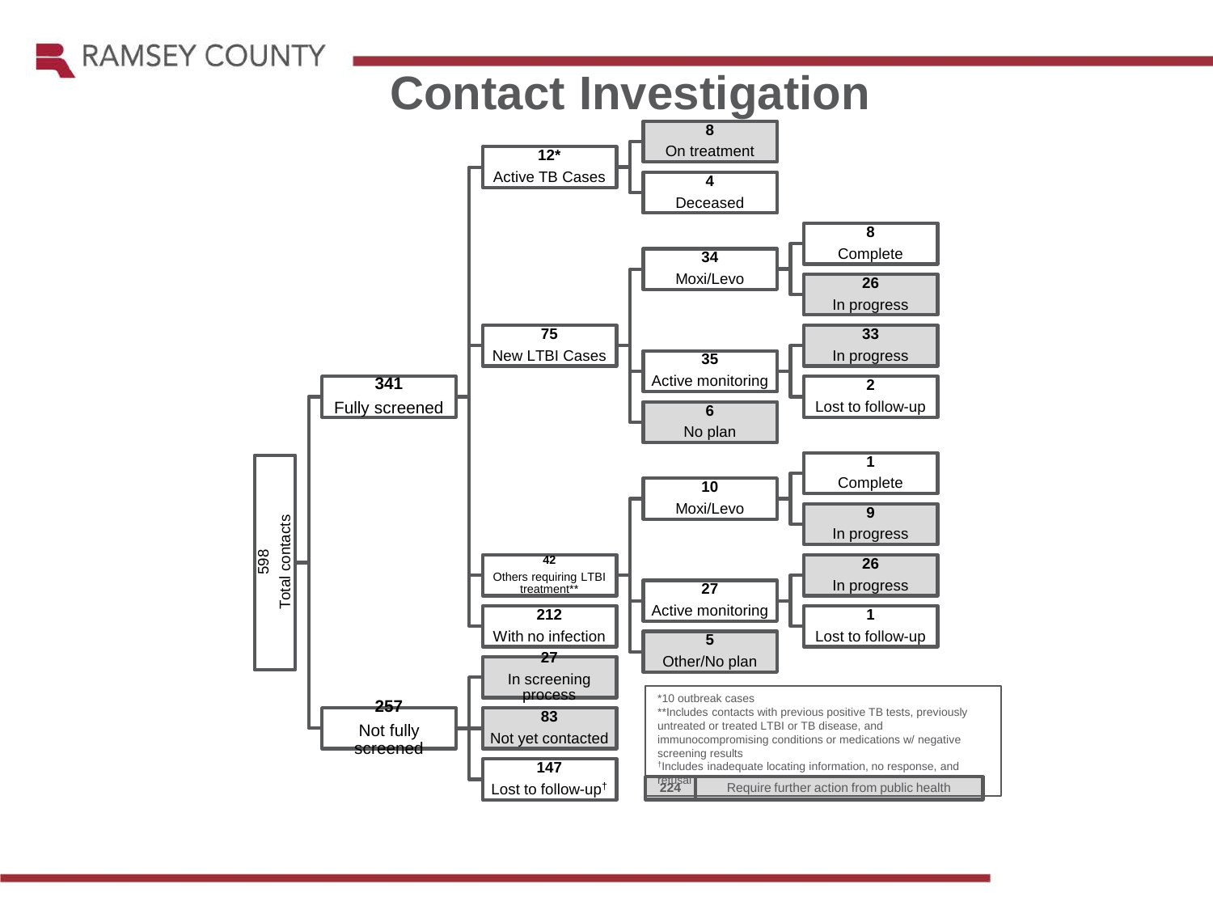# Contact Investigation

- **598** Total contacts
  - **341** Fully screened
    - **12*** Active TB Cases
      - **8** On treatment
      - **4** Deceased
    - **75** New LTBI Cases
      - **34** Moxi/Levo
        - **8** Complete
        - **26** In progress
      - **35** Active monitoring
        - **33** In progress
        - **2** Lost to follow-up
      - **6** No plan
    - **42** Others requiring LTBI treatment**
      - **10** Moxi/Levo
        - **1** Complete
        - **9** In progress
      - **27** Active monitoring
        - **26** In progress
        - **1** Lost to follow-up
      - **5** Other/No plan
    - **212** With no infection
  - **257** Not fully screened
    - **27** In screening process
    - **83** Not yet contacted
    - **147** Lost to follow-up†

**224** Require further action from public health

*10 outbreak cases

**Includes contacts with previous positive TB tests, previously untreated or treated LTBI or TB disease, and immunocompromising conditions or medications w/ negative screening results

†Includes inadequate locating information, no response, and refusal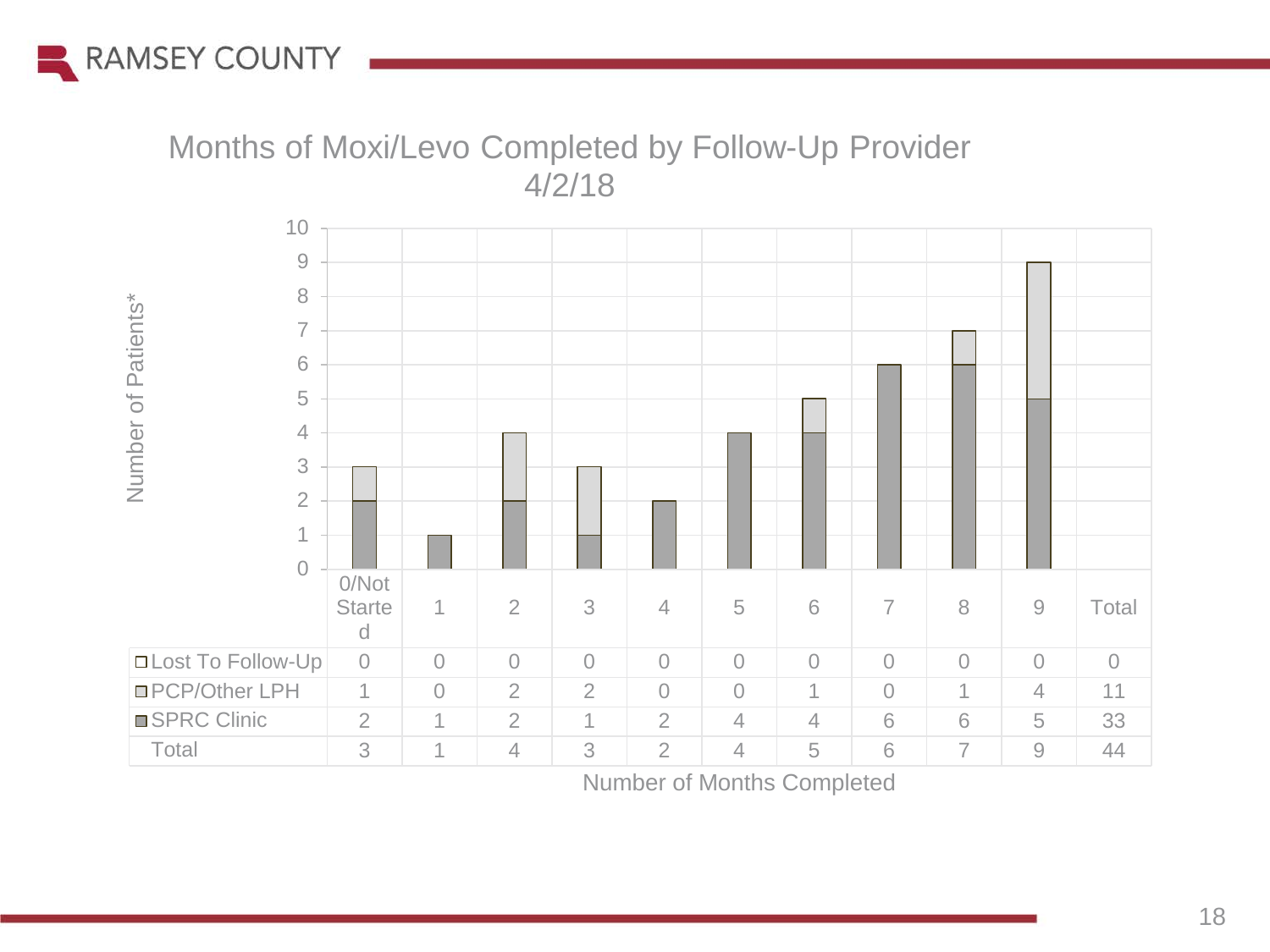## Months of Moxi/Levo Completed by Follow-Up Provider 4/2/18

Number of Patients*

| Number of Months Completed | 0/Not Started | 1 | 2 | 3 | 4 | 5 | 6 | 7 | 8 | 9 | Total |
|---|---|---|---|---|---|---|---|---|---|---|---|
| Lost To Follow-Up | 0 | 0 | 0 | 0 | 0 | 0 | 0 | 0 | 0 | 0 | 0 |
| PCP/Other LPH | 1 | 0 | 2 | 2 | 0 | 0 | 1 | 0 | 1 | 4 | 11 |
| SPRC Clinic | 2 | 1 | 2 | 1 | 2 | 4 | 4 | 6 | 6 | 5 | 33 |
| Total | 3 | 1 | 4 | 3 | 2 | 4 | 5 | 6 | 7 | 9 | 44 |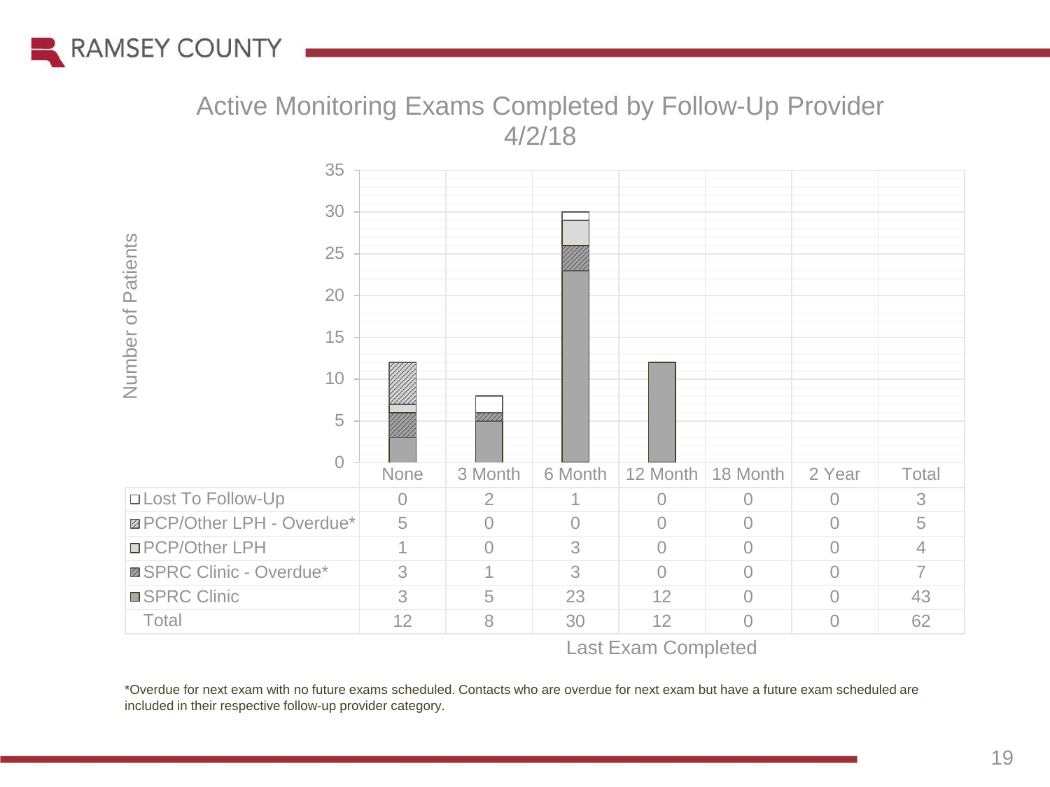## Active Monitoring Exams Completed by Follow-Up Provider 4/2/18

| Last Exam Completed | None | 3 Month | 6 Month | 12 Month | 18 Month | 2 Year | Total |
|---|---|---|---|---|---|---|---|
| Lost To Follow-Up | 0 | 2 | 1 | 0 | 0 | 0 | 3 |
| PCP/Other LPH - Overdue* | 5 | 0 | 0 | 0 | 0 | 0 | 5 |
| PCP/Other LPH | 1 | 0 | 3 | 0 | 0 | 0 | 4 |
| SPRC Clinic - Overdue* | 3 | 1 | 3 | 0 | 0 | 0 | 7 |
| SPRC Clinic | 3 | 5 | 23 | 12 | 0 | 0 | 43 |
| Total | 12 | 8 | 30 | 12 | 0 | 0 | 62 |

*Overdue for next exam with no future exams scheduled. Contacts who are overdue for next exam but have a future exam scheduled are included in their respective follow-up provider category.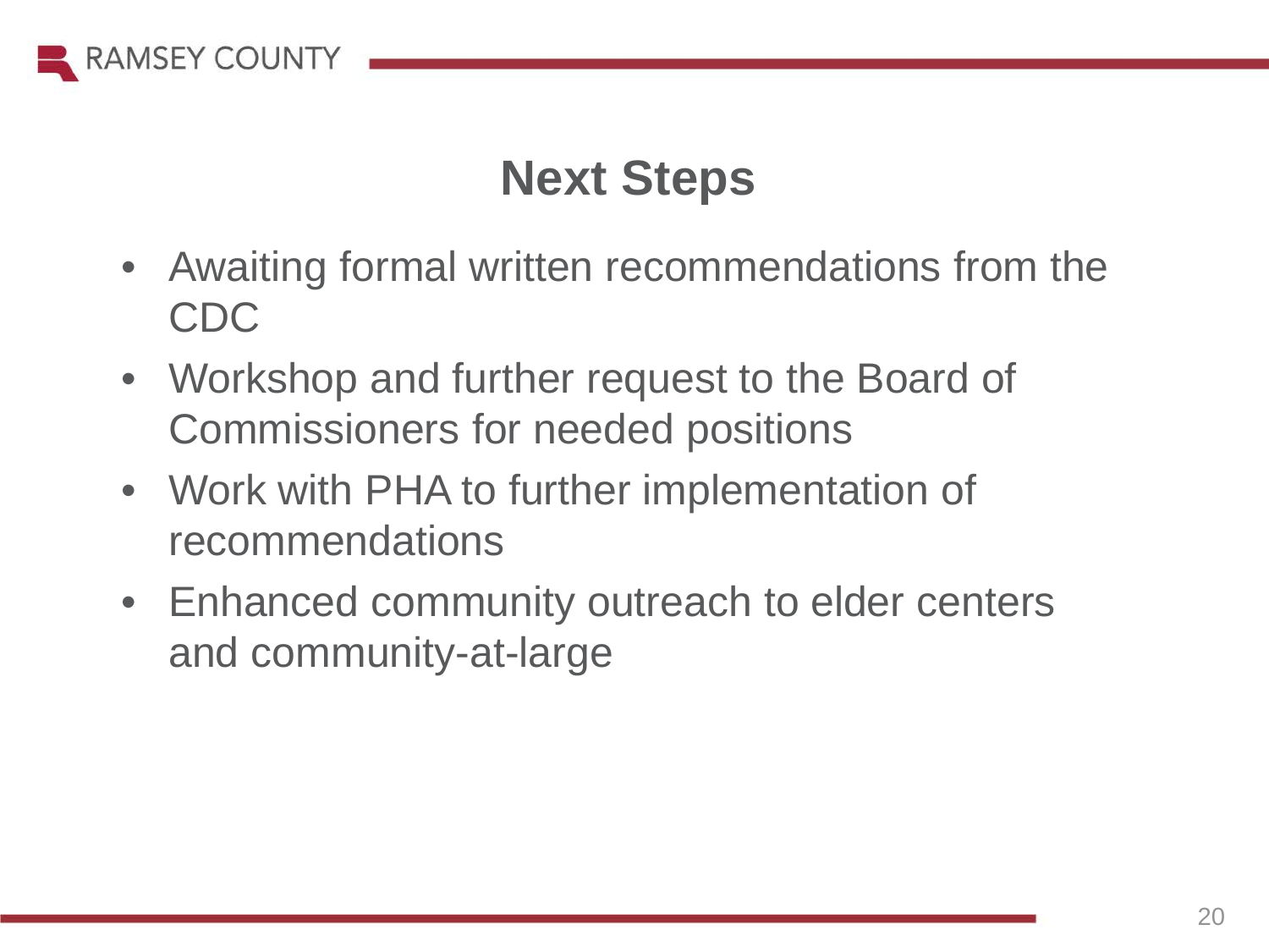# Next Steps

- Awaiting formal written recommendations from the CDC
- Workshop and further request to the Board of Commissioners for needed positions
- Work with PHA to further implementation of recommendations
- Enhanced community outreach to elder centers and community-at-large